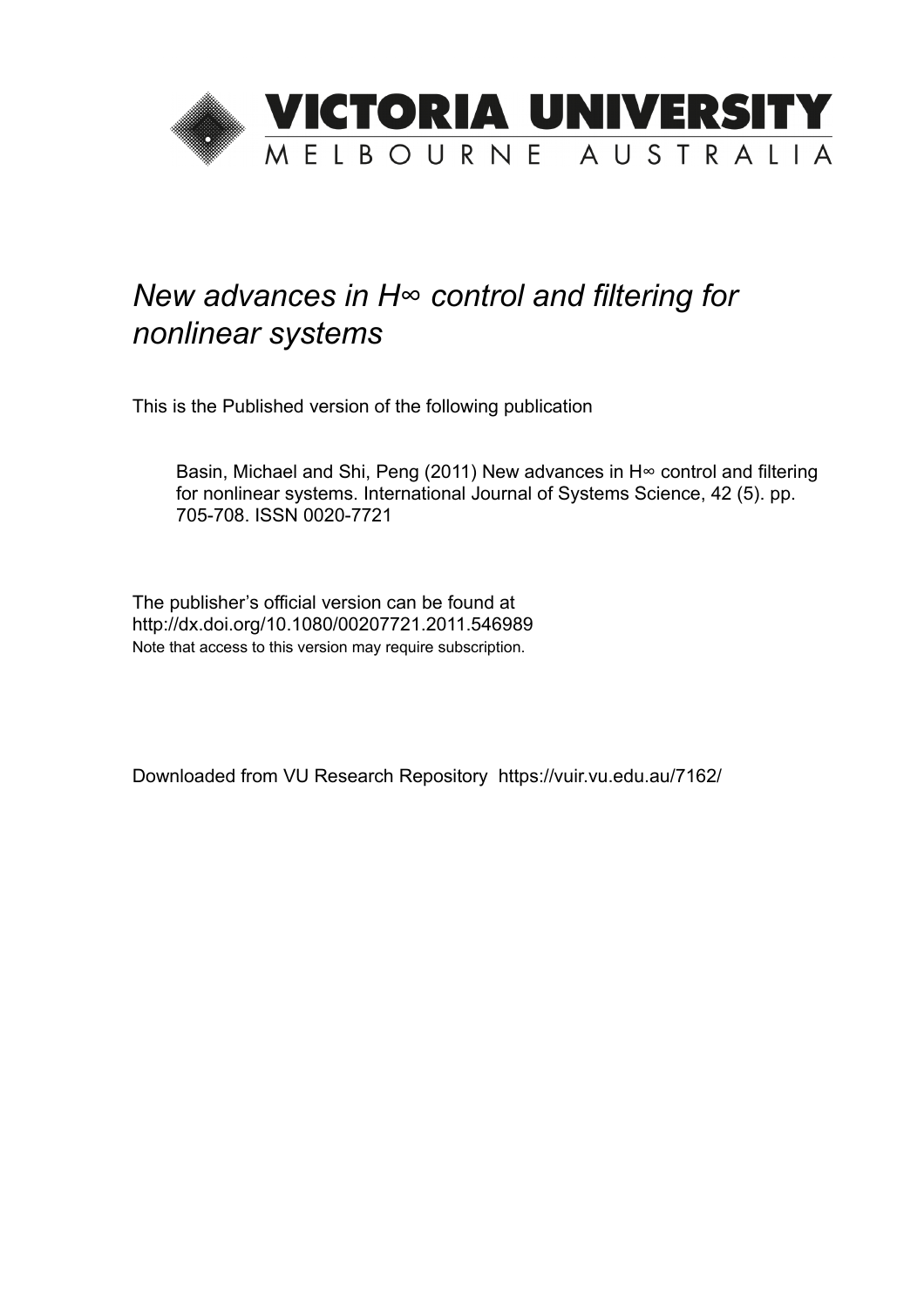VICTORIA UNIVERSITY
MELBOURNE AUSTRALIA

# *New advances in H∞ control and filtering for nonlinear systems*

This is the Published version of the following publication

Basin, Michael and Shi, Peng (2011) New advances in H∞ control and filtering for nonlinear systems. International Journal of Systems Science, 42 (5). pp. 705-708. ISSN 0020-7721

The publisher's official version can be found at
http://dx.doi.org/10.1080/00207721.2011.546989
Note that access to this version may require subscription.

Downloaded from VU Research Repository https://vuir.vu.edu.au/7162/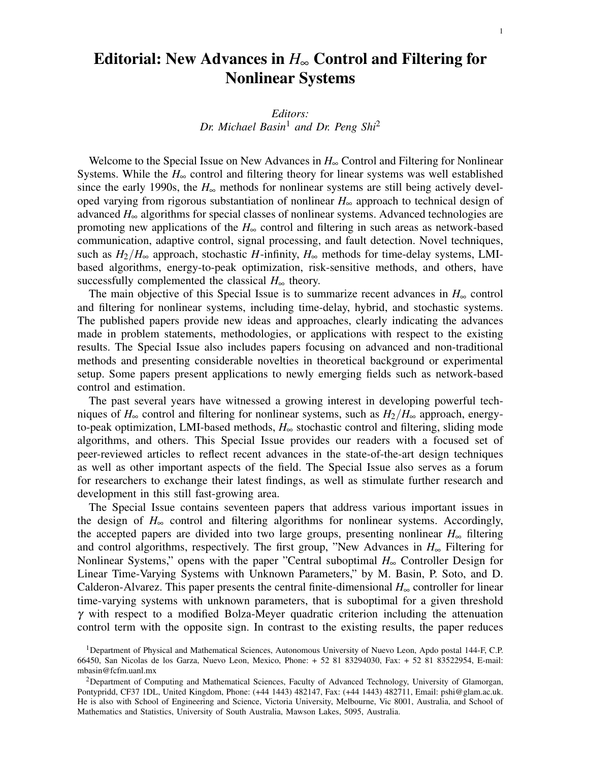# Editorial: New Advances in $H_\infty$ Control and Filtering for Nonlinear Systems

*Editors:*
*Dr. Michael Basin*[1] *and Dr. Peng Shi*[2]

Welcome to the Special Issue on New Advances in $H_\infty$ Control and Filtering for Nonlinear Systems. While the $H_\infty$ control and filtering theory for linear systems was well established since the early 1990s, the $H_\infty$ methods for nonlinear systems are still being actively developed varying from rigorous substantiation of nonlinear $H_\infty$ approach to technical design of advanced $H_\infty$ algorithms for special classes of nonlinear systems. Advanced technologies are promoting new applications of the $H_\infty$ control and filtering in such areas as network-based communication, adaptive control, signal processing, and fault detection. Novel techniques, such as $H_2/H_\infty$ approach, stochastic $H$-infinity, $H_\infty$ methods for time-delay systems, LMI-based algorithms, energy-to-peak optimization, risk-sensitive methods, and others, have successfully complemented the classical $H_\infty$ theory.

The main objective of this Special Issue is to summarize recent advances in $H_\infty$ control and filtering for nonlinear systems, including time-delay, hybrid, and stochastic systems. The published papers provide new ideas and approaches, clearly indicating the advances made in problem statements, methodologies, or applications with respect to the existing results. The Special Issue also includes papers focusing on advanced and non-traditional methods and presenting considerable novelties in theoretical background or experimental setup. Some papers present applications to newly emerging fields such as network-based control and estimation.

The past several years have witnessed a growing interest in developing powerful techniques of $H_\infty$ control and filtering for nonlinear systems, such as $H_2/H_\infty$ approach, energy-to-peak optimization, LMI-based methods, $H_\infty$ stochastic control and filtering, sliding mode algorithms, and others. This Special Issue provides our readers with a focused set of peer-reviewed articles to reflect recent advances in the state-of-the-art design techniques as well as other important aspects of the field. The Special Issue also serves as a forum for researchers to exchange their latest findings, as well as stimulate further research and development in this still fast-growing area.

The Special Issue contains seventeen papers that address various important issues in the design of $H_\infty$ control and filtering algorithms for nonlinear systems. Accordingly, the accepted papers are divided into two large groups, presenting nonlinear $H_\infty$ filtering and control algorithms, respectively. The first group, "New Advances in $H_\infty$ Filtering for Nonlinear Systems," opens with the paper "Central suboptimal $H_\infty$ Controller Design for Linear Time-Varying Systems with Unknown Parameters," by M. Basin, P. Soto, and D. Calderon-Alvarez. This paper presents the central finite-dimensional $H_\infty$ controller for linear time-varying systems with unknown parameters, that is suboptimal for a given threshold $\gamma$ with respect to a modified Bolza-Meyer quadratic criterion including the attenuation control term with the opposite sign. In contrast to the existing results, the paper reduces

[1]Department of Physical and Mathematical Sciences, Autonomous University of Nuevo Leon, Apdo postal 144-F, C.P. 66450, San Nicolas de los Garza, Nuevo Leon, Mexico, Phone: + 52 81 83294030, Fax: + 52 81 83522954, E-mail: mbasin@fcfm.uanl.mx

[2]Department of Computing and Mathematical Sciences, Faculty of Advanced Technology, University of Glamorgan, Pontypridd, CF37 1DL, United Kingdom, Phone: (+44 1443) 482147, Fax: (+44 1443) 482711, Email: pshi@glam.ac.uk. He is also with School of Engineering and Science, Victoria University, Melbourne, Vic 8001, Australia, and School of Mathematics and Statistics, University of South Australia, Mawson Lakes, 5095, Australia.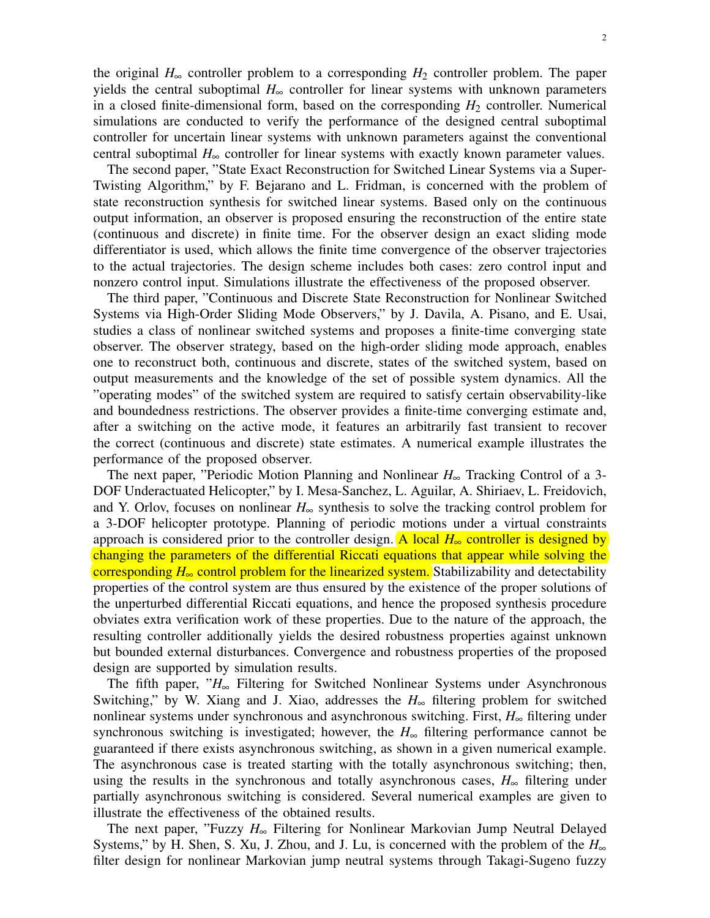the original $H_\infty$ controller problem to a corresponding $H_2$ controller problem. The paper yields the central suboptimal $H_\infty$ controller for linear systems with unknown parameters in a closed finite-dimensional form, based on the corresponding $H_2$ controller. Numerical simulations are conducted to verify the performance of the designed central suboptimal controller for uncertain linear systems with unknown parameters against the conventional central suboptimal $H_\infty$ controller for linear systems with exactly known parameter values.

The second paper, "State Exact Reconstruction for Switched Linear Systems via a Super-Twisting Algorithm," by F. Bejarano and L. Fridman, is concerned with the problem of state reconstruction synthesis for switched linear systems. Based only on the continuous output information, an observer is proposed ensuring the reconstruction of the entire state (continuous and discrete) in finite time. For the observer design an exact sliding mode differentiator is used, which allows the finite time convergence of the observer trajectories to the actual trajectories. The design scheme includes both cases: zero control input and nonzero control input. Simulations illustrate the effectiveness of the proposed observer.

The third paper, "Continuous and Discrete State Reconstruction for Nonlinear Switched Systems via High-Order Sliding Mode Observers," by J. Davila, A. Pisano, and E. Usai, studies a class of nonlinear switched systems and proposes a finite-time converging state observer. The observer strategy, based on the high-order sliding mode approach, enables one to reconstruct both, continuous and discrete, states of the switched system, based on output measurements and the knowledge of the set of possible system dynamics. All the "operating modes" of the switched system are required to satisfy certain observability-like and boundedness restrictions. The observer provides a finite-time converging estimate and, after a switching on the active mode, it features an arbitrarily fast transient to recover the correct (continuous and discrete) state estimates. A numerical example illustrates the performance of the proposed observer.

The next paper, "Periodic Motion Planning and Nonlinear $H_\infty$ Tracking Control of a 3-DOF Underactuated Helicopter," by I. Mesa-Sanchez, L. Aguilar, A. Shiriaev, L. Freidovich, and Y. Orlov, focuses on nonlinear $H_\infty$ synthesis to solve the tracking control problem for a 3-DOF helicopter prototype. Planning of periodic motions under a virtual constraints approach is considered prior to the controller design. A local $H_\infty$ controller is designed by changing the parameters of the differential Riccati equations that appear while solving the corresponding $H_\infty$ control problem for the linearized system. Stabilizability and detectability properties of the control system are thus ensured by the existence of the proper solutions of the unperturbed differential Riccati equations, and hence the proposed synthesis procedure obviates extra verification work of these properties. Due to the nature of the approach, the resulting controller additionally yields the desired robustness properties against unknown but bounded external disturbances. Convergence and robustness properties of the proposed design are supported by simulation results.

The fifth paper, "$H_\infty$ Filtering for Switched Nonlinear Systems under Asynchronous Switching," by W. Xiang and J. Xiao, addresses the $H_\infty$ filtering problem for switched nonlinear systems under synchronous and asynchronous switching. First, $H_\infty$ filtering under synchronous switching is investigated; however, the $H_\infty$ filtering performance cannot be guaranteed if there exists asynchronous switching, as shown in a given numerical example. The asynchronous case is treated starting with the totally asynchronous switching; then, using the results in the synchronous and totally asynchronous cases, $H_\infty$ filtering under partially asynchronous switching is considered. Several numerical examples are given to illustrate the effectiveness of the obtained results.

The next paper, "Fuzzy $H_\infty$ Filtering for Nonlinear Markovian Jump Neutral Delayed Systems," by H. Shen, S. Xu, J. Zhou, and J. Lu, is concerned with the problem of the $H_\infty$ filter design for nonlinear Markovian jump neutral systems through Takagi-Sugeno fuzzy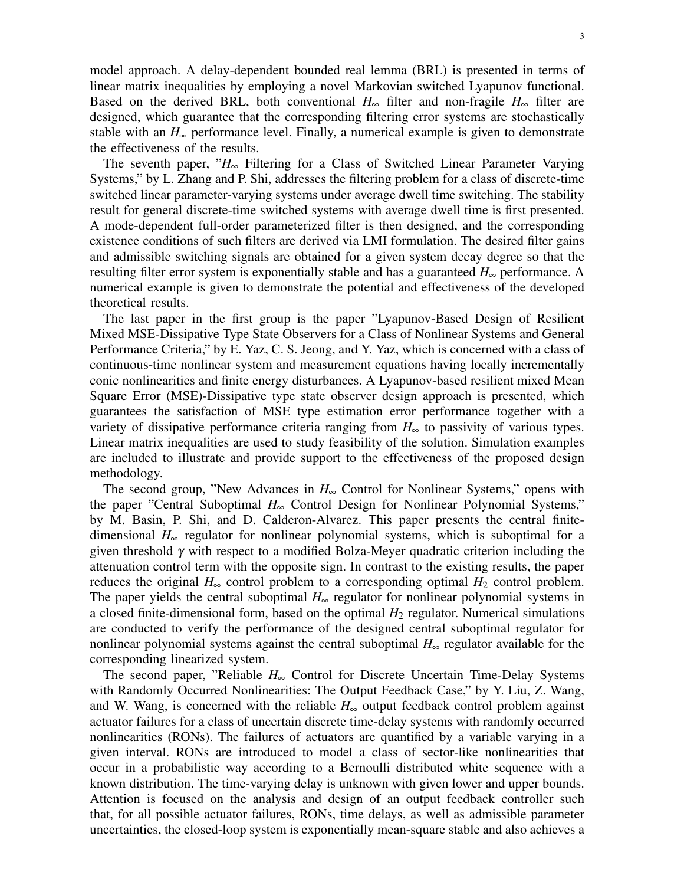model approach. A delay-dependent bounded real lemma (BRL) is presented in terms of linear matrix inequalities by employing a novel Markovian switched Lyapunov functional. Based on the derived BRL, both conventional $H_\infty$ filter and non-fragile $H_\infty$ filter are designed, which guarantee that the corresponding filtering error systems are stochastically stable with an $H_\infty$ performance level. Finally, a numerical example is given to demonstrate the effectiveness of the results.

The seventh paper, "$H_\infty$ Filtering for a Class of Switched Linear Parameter Varying Systems," by L. Zhang and P. Shi, addresses the filtering problem for a class of discrete-time switched linear parameter-varying systems under average dwell time switching. The stability result for general discrete-time switched systems with average dwell time is first presented. A mode-dependent full-order parameterized filter is then designed, and the corresponding existence conditions of such filters are derived via LMI formulation. The desired filter gains and admissible switching signals are obtained for a given system decay degree so that the resulting filter error system is exponentially stable and has a guaranteed $H_\infty$ performance. A numerical example is given to demonstrate the potential and effectiveness of the developed theoretical results.

The last paper in the first group is the paper "Lyapunov-Based Design of Resilient Mixed MSE-Dissipative Type State Observers for a Class of Nonlinear Systems and General Performance Criteria," by E. Yaz, C. S. Jeong, and Y. Yaz, which is concerned with a class of continuous-time nonlinear system and measurement equations having locally incrementally conic nonlinearities and finite energy disturbances. A Lyapunov-based resilient mixed Mean Square Error (MSE)-Dissipative type state observer design approach is presented, which guarantees the satisfaction of MSE type estimation error performance together with a variety of dissipative performance criteria ranging from $H_\infty$ to passivity of various types. Linear matrix inequalities are used to study feasibility of the solution. Simulation examples are included to illustrate and provide support to the effectiveness of the proposed design methodology.

The second group, "New Advances in $H_\infty$ Control for Nonlinear Systems," opens with the paper "Central Suboptimal $H_\infty$ Control Design for Nonlinear Polynomial Systems," by M. Basin, P. Shi, and D. Calderon-Alvarez. This paper presents the central finite-dimensional $H_\infty$ regulator for nonlinear polynomial systems, which is suboptimal for a given threshold $\gamma$ with respect to a modified Bolza-Meyer quadratic criterion including the attenuation control term with the opposite sign. In contrast to the existing results, the paper reduces the original $H_\infty$ control problem to a corresponding optimal $H_2$ control problem. The paper yields the central suboptimal $H_\infty$ regulator for nonlinear polynomial systems in a closed finite-dimensional form, based on the optimal $H_2$ regulator. Numerical simulations are conducted to verify the performance of the designed central suboptimal regulator for nonlinear polynomial systems against the central suboptimal $H_\infty$ regulator available for the corresponding linearized system.

The second paper, "Reliable $H_\infty$ Control for Discrete Uncertain Time-Delay Systems with Randomly Occurred Nonlinearities: The Output Feedback Case," by Y. Liu, Z. Wang, and W. Wang, is concerned with the reliable $H_\infty$ output feedback control problem against actuator failures for a class of uncertain discrete time-delay systems with randomly occurred nonlinearities (RONs). The failures of actuators are quantified by a variable varying in a given interval. RONs are introduced to model a class of sector-like nonlinearities that occur in a probabilistic way according to a Bernoulli distributed white sequence with a known distribution. The time-varying delay is unknown with given lower and upper bounds. Attention is focused on the analysis and design of an output feedback controller such that, for all possible actuator failures, RONs, time delays, as well as admissible parameter uncertainties, the closed-loop system is exponentially mean-square stable and also achieves a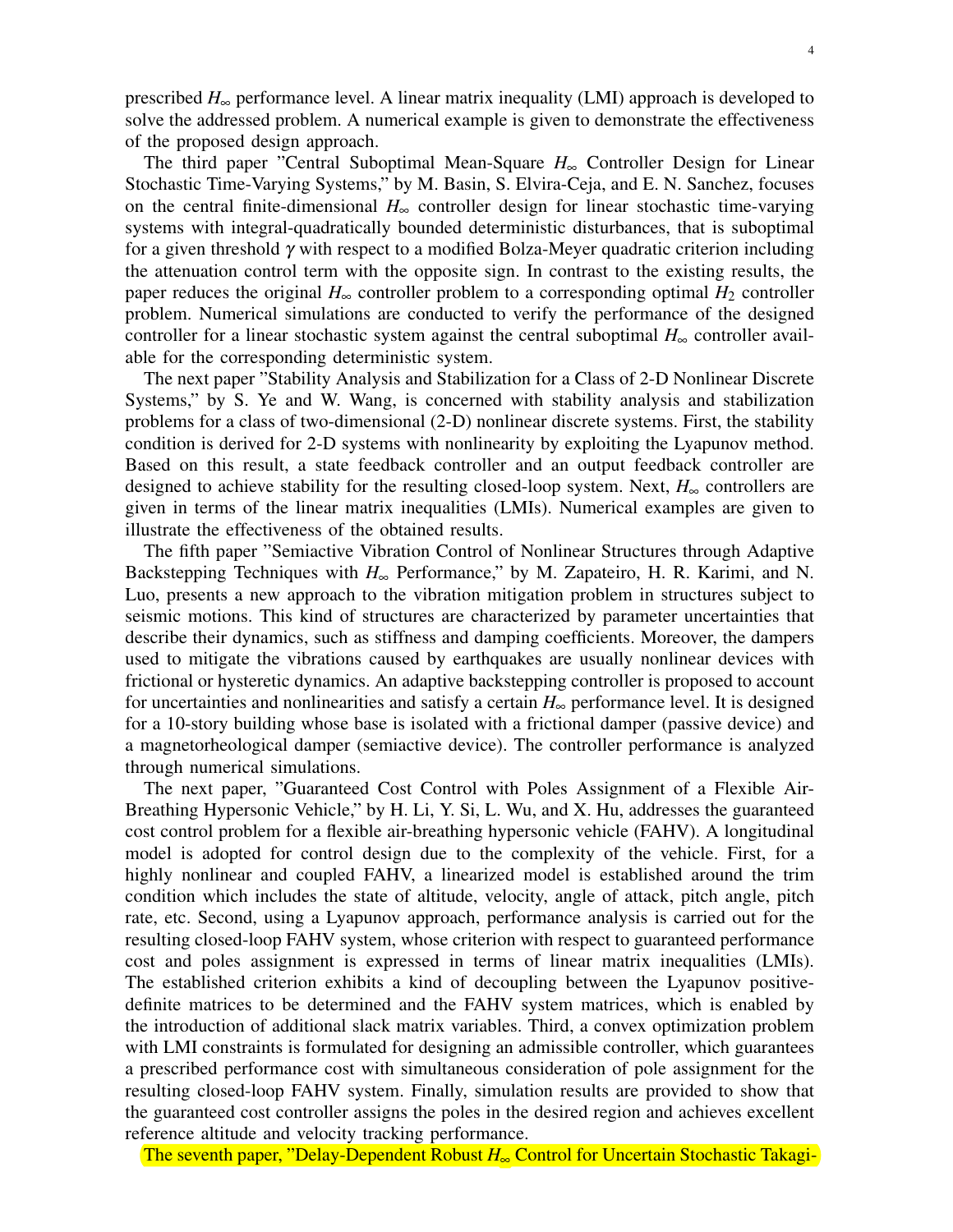prescribed $H_\infty$ performance level. A linear matrix inequality (LMI) approach is developed to solve the addressed problem. A numerical example is given to demonstrate the effectiveness of the proposed design approach.

The third paper "Central Suboptimal Mean-Square $H_\infty$ Controller Design for Linear Stochastic Time-Varying Systems," by M. Basin, S. Elvira-Ceja, and E. N. Sanchez, focuses on the central finite-dimensional $H_\infty$ controller design for linear stochastic time-varying systems with integral-quadratically bounded deterministic disturbances, that is suboptimal for a given threshold $\gamma$ with respect to a modified Bolza-Meyer quadratic criterion including the attenuation control term with the opposite sign. In contrast to the existing results, the paper reduces the original $H_\infty$ controller problem to a corresponding optimal $H_2$ controller problem. Numerical simulations are conducted to verify the performance of the designed controller for a linear stochastic system against the central suboptimal $H_\infty$ controller available for the corresponding deterministic system.

The next paper "Stability Analysis and Stabilization for a Class of 2-D Nonlinear Discrete Systems," by S. Ye and W. Wang, is concerned with stability analysis and stabilization problems for a class of two-dimensional (2-D) nonlinear discrete systems. First, the stability condition is derived for 2-D systems with nonlinearity by exploiting the Lyapunov method. Based on this result, a state feedback controller and an output feedback controller are designed to achieve stability for the resulting closed-loop system. Next, $H_\infty$ controllers are given in terms of the linear matrix inequalities (LMIs). Numerical examples are given to illustrate the effectiveness of the obtained results.

The fifth paper "Semiactive Vibration Control of Nonlinear Structures through Adaptive Backstepping Techniques with $H_\infty$ Performance," by M. Zapateiro, H. R. Karimi, and N. Luo, presents a new approach to the vibration mitigation problem in structures subject to seismic motions. This kind of structures are characterized by parameter uncertainties that describe their dynamics, such as stiffness and damping coefficients. Moreover, the dampers used to mitigate the vibrations caused by earthquakes are usually nonlinear devices with frictional or hysteretic dynamics. An adaptive backstepping controller is proposed to account for uncertainties and nonlinearities and satisfy a certain $H_\infty$ performance level. It is designed for a 10-story building whose base is isolated with a frictional damper (passive device) and a magnetorheological damper (semiactive device). The controller performance is analyzed through numerical simulations.

The next paper, "Guaranteed Cost Control with Poles Assignment of a Flexible Air-Breathing Hypersonic Vehicle," by H. Li, Y. Si, L. Wu, and X. Hu, addresses the guaranteed cost control problem for a flexible air-breathing hypersonic vehicle (FAHV). A longitudinal model is adopted for control design due to the complexity of the vehicle. First, for a highly nonlinear and coupled FAHV, a linearized model is established around the trim condition which includes the state of altitude, velocity, angle of attack, pitch angle, pitch rate, etc. Second, using a Lyapunov approach, performance analysis is carried out for the resulting closed-loop FAHV system, whose criterion with respect to guaranteed performance cost and poles assignment is expressed in terms of linear matrix inequalities (LMIs). The established criterion exhibits a kind of decoupling between the Lyapunov positive-definite matrices to be determined and the FAHV system matrices, which is enabled by the introduction of additional slack matrix variables. Third, a convex optimization problem with LMI constraints is formulated for designing an admissible controller, which guarantees a prescribed performance cost with simultaneous consideration of pole assignment for the resulting closed-loop FAHV system. Finally, simulation results are provided to show that the guaranteed cost controller assigns the poles in the desired region and achieves excellent reference altitude and velocity tracking performance.

The seventh paper, "Delay-Dependent Robust $H_\infty$ Control for Uncertain Stochastic Takagi-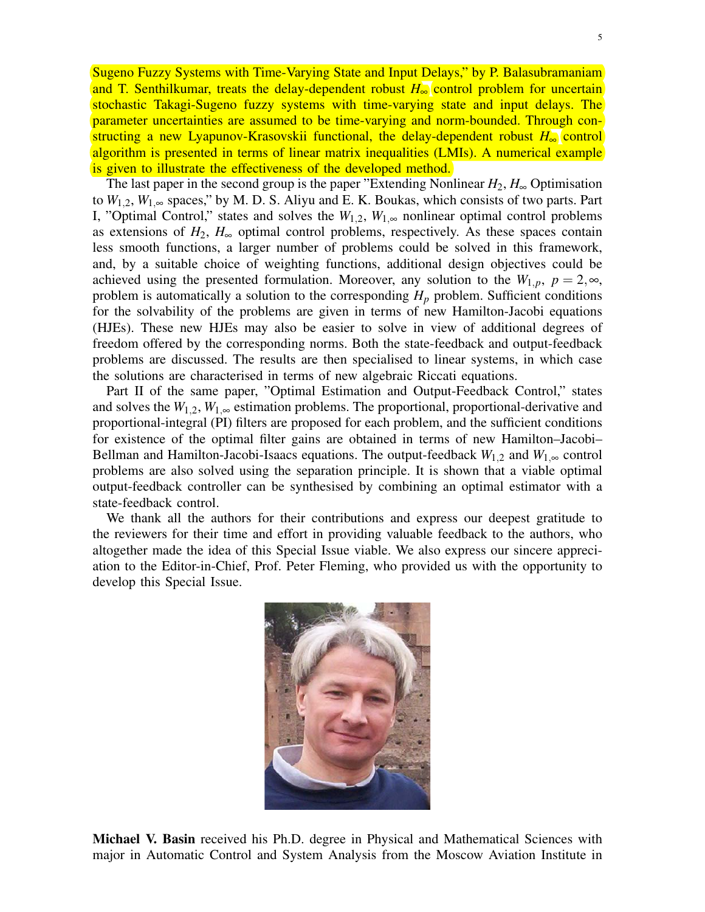Sugeno Fuzzy Systems with Time-Varying State and Input Delays," by P. Balasubramaniam and T. Senthilkumar, treats the delay-dependent robust $H_\infty$ control problem for uncertain stochastic Takagi-Sugeno fuzzy systems with time-varying state and input delays. The parameter uncertainties are assumed to be time-varying and norm-bounded. Through constructing a new Lyapunov-Krasovskii functional, the delay-dependent robust $H_\infty$ control algorithm is presented in terms of linear matrix inequalities (LMIs). A numerical example is given to illustrate the effectiveness of the developed method.

The last paper in the second group is the paper "Extending Nonlinear $H_2$, $H_\infty$ Optimisation to $W_{1,2}$, $W_{1,\infty}$ spaces," by M. D. S. Aliyu and E. K. Boukas, which consists of two parts. Part I, "Optimal Control," states and solves the $W_{1,2}$, $W_{1,\infty}$ nonlinear optimal control problems as extensions of $H_2$, $H_\infty$ optimal control problems, respectively. As these spaces contain less smooth functions, a larger number of problems could be solved in this framework, and, by a suitable choice of weighting functions, additional design objectives could be achieved using the presented formulation. Moreover, any solution to the $W_{1,p}$, $p = 2, \infty$, problem is automatically a solution to the corresponding $H_p$ problem. Sufficient conditions for the solvability of the problems are given in terms of new Hamilton-Jacobi equations (HJEs). These new HJEs may also be easier to solve in view of additional degrees of freedom offered by the corresponding norms. Both the state-feedback and output-feedback problems are discussed. The results are then specialised to linear systems, in which case the solutions are characterised in terms of new algebraic Riccati equations.

Part II of the same paper, "Optimal Estimation and Output-Feedback Control," states and solves the $W_{1,2}$, $W_{1,\infty}$ estimation problems. The proportional, proportional-derivative and proportional-integral (PI) filters are proposed for each problem, and the sufficient conditions for existence of the optimal filter gains are obtained in terms of new Hamilton–Jacobi–Bellman and Hamilton-Jacobi-Isaacs equations. The output-feedback $W_{1,2}$ and $W_{1,\infty}$ control problems are also solved using the separation principle. It is shown that a viable optimal output-feedback controller can be synthesised by combining an optimal estimator with a state-feedback control.

We thank all the authors for their contributions and express our deepest gratitude to the reviewers for their time and effort in providing valuable feedback to the authors, who altogether made the idea of this Special Issue viable. We also express our sincere appreciation to the Editor-in-Chief, Prof. Peter Fleming, who provided us with the opportunity to develop this Special Issue.

**Michael V. Basin** received his Ph.D. degree in Physical and Mathematical Sciences with major in Automatic Control and System Analysis from the Moscow Aviation Institute in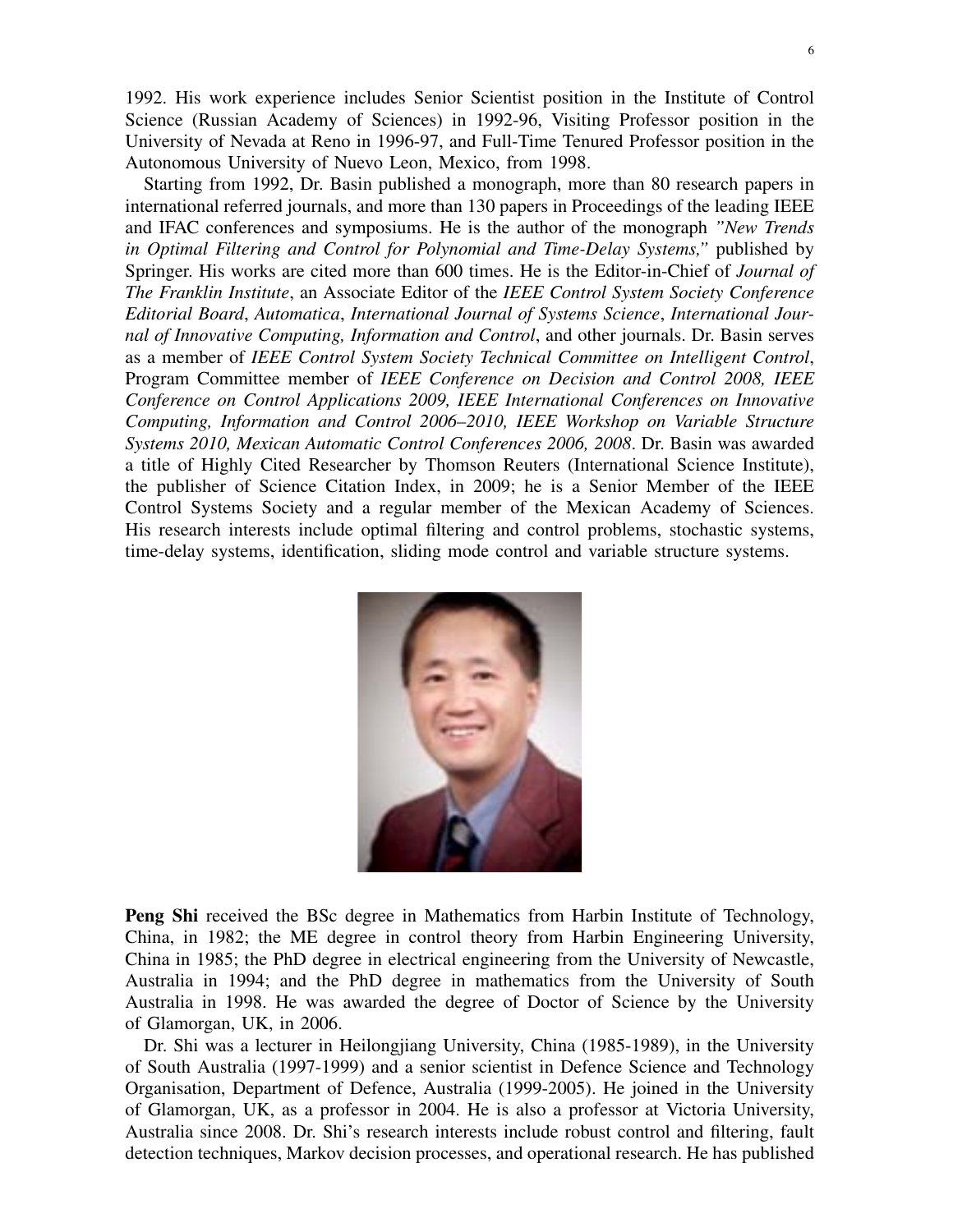1992. His work experience includes Senior Scientist position in the Institute of Control Science (Russian Academy of Sciences) in 1992-96, Visiting Professor position in the University of Nevada at Reno in 1996-97, and Full-Time Tenured Professor position in the Autonomous University of Nuevo Leon, Mexico, from 1998.

Starting from 1992, Dr. Basin published a monograph, more than 80 research papers in international referred journals, and more than 130 papers in Proceedings of the leading IEEE and IFAC conferences and symposiums. He is the author of the monograph *"New Trends in Optimal Filtering and Control for Polynomial and Time-Delay Systems,"* published by Springer. His works are cited more than 600 times. He is the Editor-in-Chief of *Journal of The Franklin Institute*, an Associate Editor of the *IEEE Control System Society Conference Editorial Board*, *Automatica*, *International Journal of Systems Science*, *International Journal of Innovative Computing, Information and Control*, and other journals. Dr. Basin serves as a member of *IEEE Control System Society Technical Committee on Intelligent Control*, Program Committee member of *IEEE Conference on Decision and Control 2008, IEEE Conference on Control Applications 2009, IEEE International Conferences on Innovative Computing, Information and Control 2006–2010, IEEE Workshop on Variable Structure Systems 2010, Mexican Automatic Control Conferences 2006, 2008*. Dr. Basin was awarded a title of Highly Cited Researcher by Thomson Reuters (International Science Institute), the publisher of Science Citation Index, in 2009; he is a Senior Member of the IEEE Control Systems Society and a regular member of the Mexican Academy of Sciences. His research interests include optimal filtering and control problems, stochastic systems, time-delay systems, identification, sliding mode control and variable structure systems.

**Peng Shi** received the BSc degree in Mathematics from Harbin Institute of Technology, China, in 1982; the ME degree in control theory from Harbin Engineering University, China in 1985; the PhD degree in electrical engineering from the University of Newcastle, Australia in 1994; and the PhD degree in mathematics from the University of South Australia in 1998. He was awarded the degree of Doctor of Science by the University of Glamorgan, UK, in 2006.

Dr. Shi was a lecturer in Heilongjiang University, China (1985-1989), in the University of South Australia (1997-1999) and a senior scientist in Defence Science and Technology Organisation, Department of Defence, Australia (1999-2005). He joined in the University of Glamorgan, UK, as a professor in 2004. He is also a professor at Victoria University, Australia since 2008. Dr. Shi's research interests include robust control and filtering, fault detection techniques, Markov decision processes, and operational research. He has published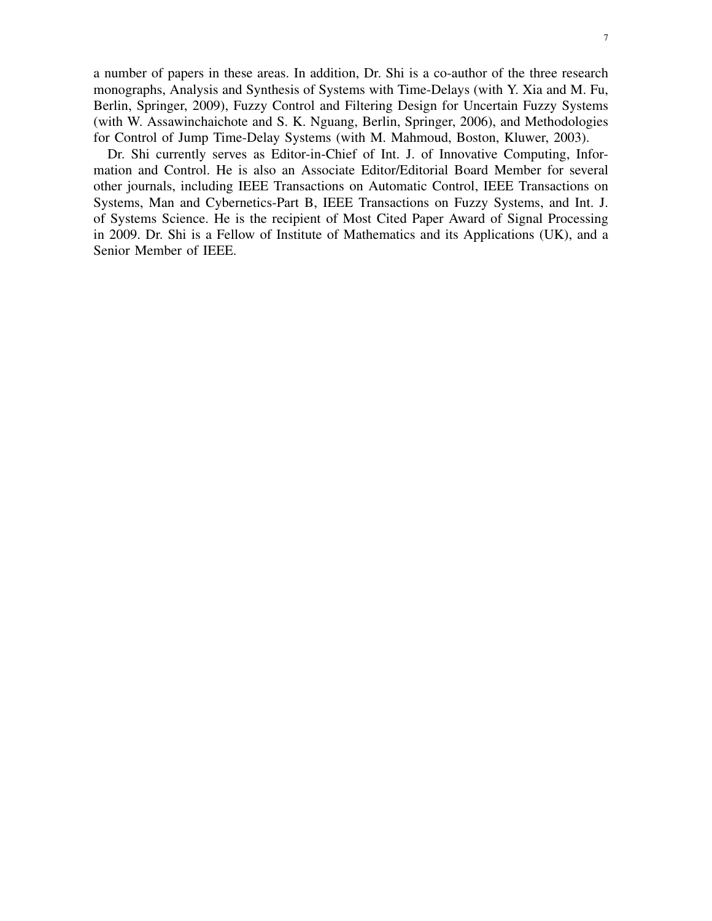a number of papers in these areas. In addition, Dr. Shi is a co-author of the three research monographs, Analysis and Synthesis of Systems with Time-Delays (with Y. Xia and M. Fu, Berlin, Springer, 2009), Fuzzy Control and Filtering Design for Uncertain Fuzzy Systems (with W. Assawinchaichote and S. K. Nguang, Berlin, Springer, 2006), and Methodologies for Control of Jump Time-Delay Systems (with M. Mahmoud, Boston, Kluwer, 2003).

Dr. Shi currently serves as Editor-in-Chief of Int. J. of Innovative Computing, Information and Control. He is also an Associate Editor/Editorial Board Member for several other journals, including IEEE Transactions on Automatic Control, IEEE Transactions on Systems, Man and Cybernetics-Part B, IEEE Transactions on Fuzzy Systems, and Int. J. of Systems Science. He is the recipient of Most Cited Paper Award of Signal Processing in 2009. Dr. Shi is a Fellow of Institute of Mathematics and its Applications (UK), and a Senior Member of IEEE.